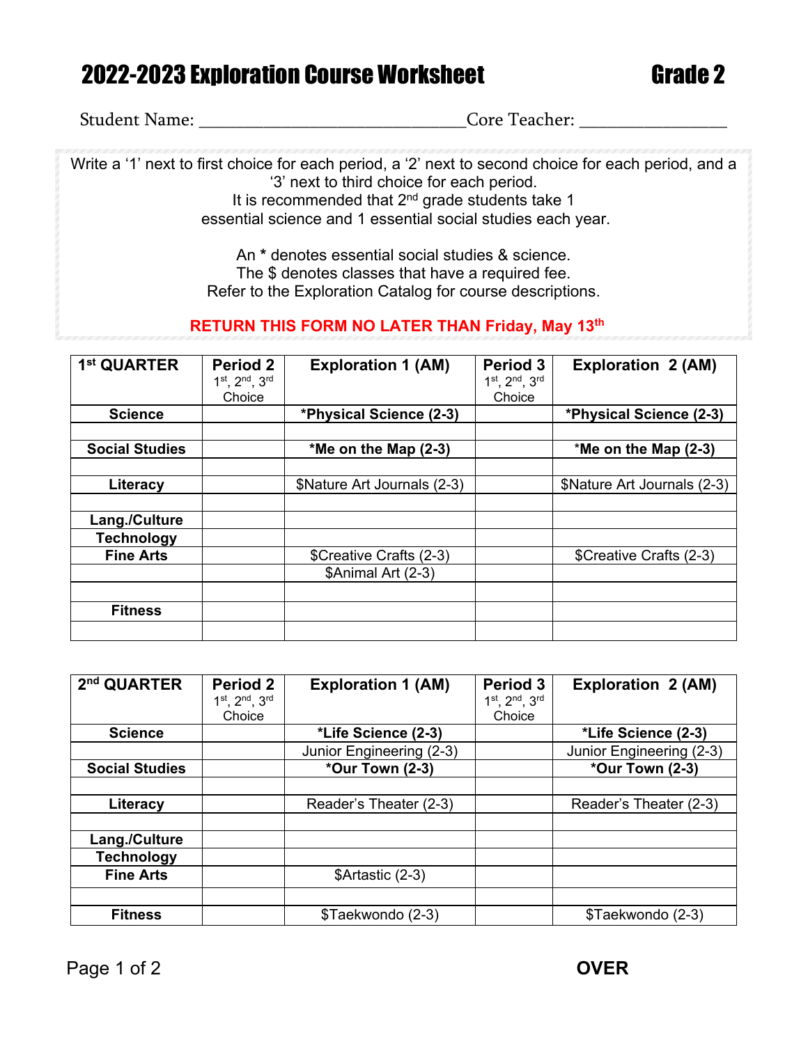# 2022-2023 Exploration Course Worksheet — Grade 2

Student Name: ______________________________ Core Teacher: ________________

Write a '1' next to first choice for each period, a '2' next to second choice for each period, and a '3' next to third choice for each period.
It is recommended that 2nd grade students take 1 essential science and 1 essential social studies each year.

An * denotes essential social studies & science.
The $ denotes classes that have a required fee.
Refer to the Exploration Catalog for course descriptions.

**RETURN THIS FORM NO LATER THAN Friday, May 13th**

| 1st QUARTER | Period 2 1st, 2nd, 3rd Choice | Exploration 1 (AM) | Period 3 1st, 2nd, 3rd Choice | Exploration 2 (AM) |
|---|---|---|---|---|
| **Science** | | **\*Physical Science (2-3)** | | **\*Physical Science (2-3)** |
| | | | | |
| **Social Studies** | | **\*Me on the Map (2-3)** | | **\*Me on the Map (2-3)** |
| | | | | |
| **Literacy** | | $Nature Art Journals (2-3) | | $Nature Art Journals (2-3) |
| | | | | |
| **Lang./Culture** | | | | |
| **Technology** | | | | |
| **Fine Arts** | | $Creative Crafts (2-3) | | $Creative Crafts (2-3) |
| | | $Animal Art (2-3) | | |
| | | | | |
| **Fitness** | | | | |
| | | | | |

| 2nd QUARTER | Period 2 1st, 2nd, 3rd Choice | Exploration 1 (AM) | Period 3 1st, 2nd, 3rd Choice | Exploration 2 (AM) |
|---|---|---|---|---|
| **Science** | | **\*Life Science (2-3)** | | **\*Life Science (2-3)** |
| | | Junior Engineering (2-3) | | Junior Engineering (2-3) |
| **Social Studies** | | **\*Our Town (2-3)** | | **\*Our Town (2-3)** |
| | | | | |
| **Literacy** | | Reader's Theater (2-3) | | Reader's Theater (2-3) |
| | | | | |
| **Lang./Culture** | | | | |
| **Technology** | | | | |
| **Fine Arts** | | $Artastic (2-3) | | |
| | | | | |
| **Fitness** | | $Taekwondo (2-3) | | $Taekwondo (2-3) |

**OVER**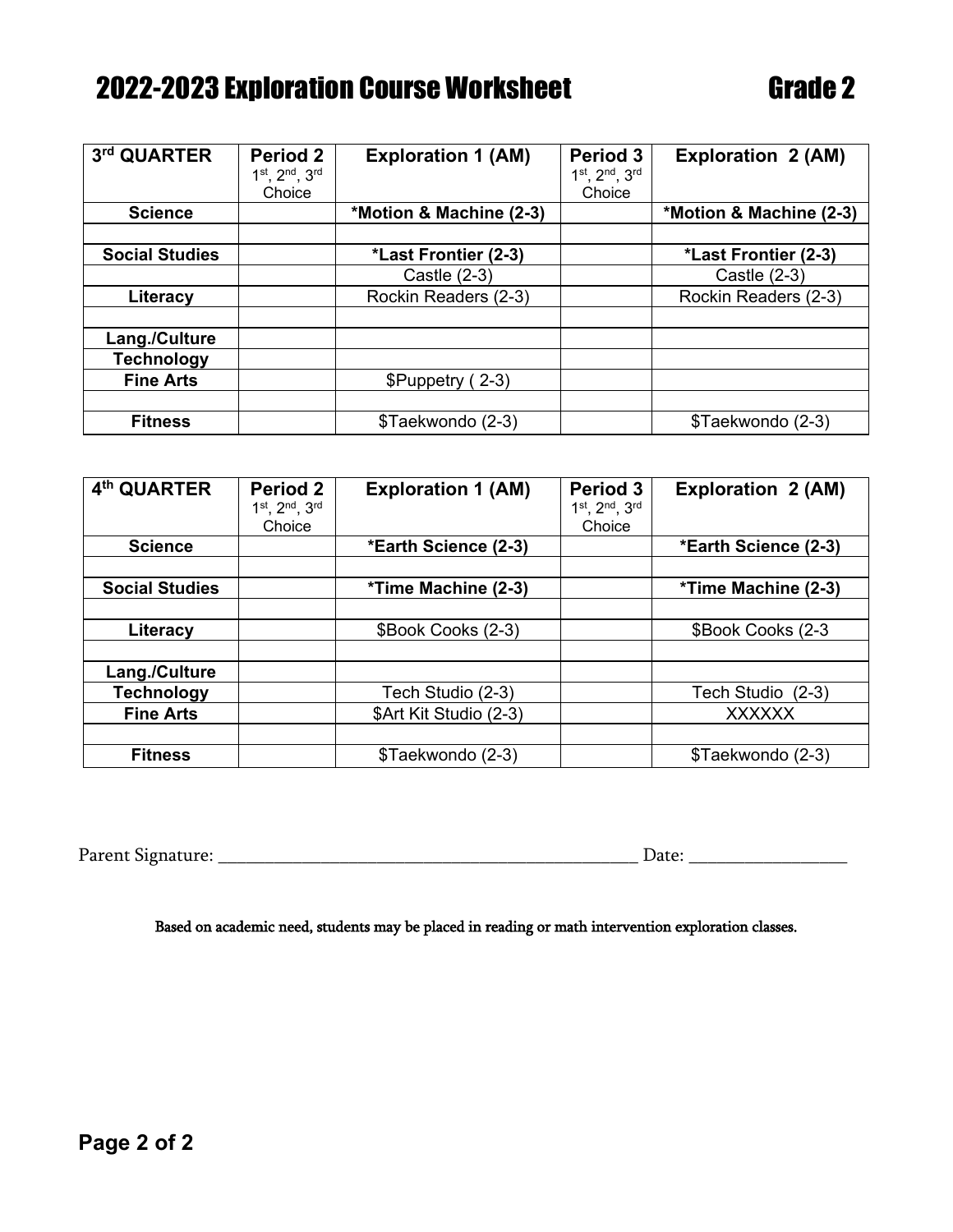# 2022-2023 Exploration Course Worksheet Grade 2

| 3rd QUARTER | Period 2 1st, 2nd, 3rd Choice | Exploration 1 (AM) | Period 3 1st, 2nd, 3rd Choice | Exploration 2 (AM) |
|---|---|---|---|---|
| **Science** | | ***Motion & Machine (2-3)** | | ***Motion & Machine (2-3)** |
| | | | | |
| **Social Studies** | | ***Last Frontier (2-3)** | | ***Last Frontier (2-3)** |
| | | Castle (2-3) | | Castle (2-3) |
| **Literacy** | | Rockin Readers (2-3) | | Rockin Readers (2-3) |
| | | | | |
| **Lang./Culture** | | | | |
| **Technology** | | | | |
| **Fine Arts** | | $Puppetry ( 2-3) | | |
| | | | | |
| **Fitness** | | $Taekwondo (2-3) | | $Taekwondo (2-3) |

| 4th QUARTER | Period 2 1st, 2nd, 3rd Choice | Exploration 1 (AM) | Period 3 1st, 2nd, 3rd Choice | Exploration 2 (AM) |
|---|---|---|---|---|
| **Science** | | ***Earth Science (2-3)** | | ***Earth Science (2-3)** |
| | | | | |
| **Social Studies** | | ***Time Machine (2-3)** | | ***Time Machine (2-3)** |
| | | | | |
| **Literacy** | | $Book Cooks (2-3) | | $Book Cooks (2-3 |
| | | | | |
| **Lang./Culture** | | | | |
| **Technology** | | Tech Studio (2-3) | | Tech Studio (2-3) |
| **Fine Arts** | | $Art Kit Studio (2-3) | | XXXXXX |
| | | | | |
| **Fitness** | | $Taekwondo (2-3) | | $Taekwondo (2-3) |

Parent Signature: ______________________________ Date: ______________

Based on academic need, students may be placed in reading or math intervention exploration classes.